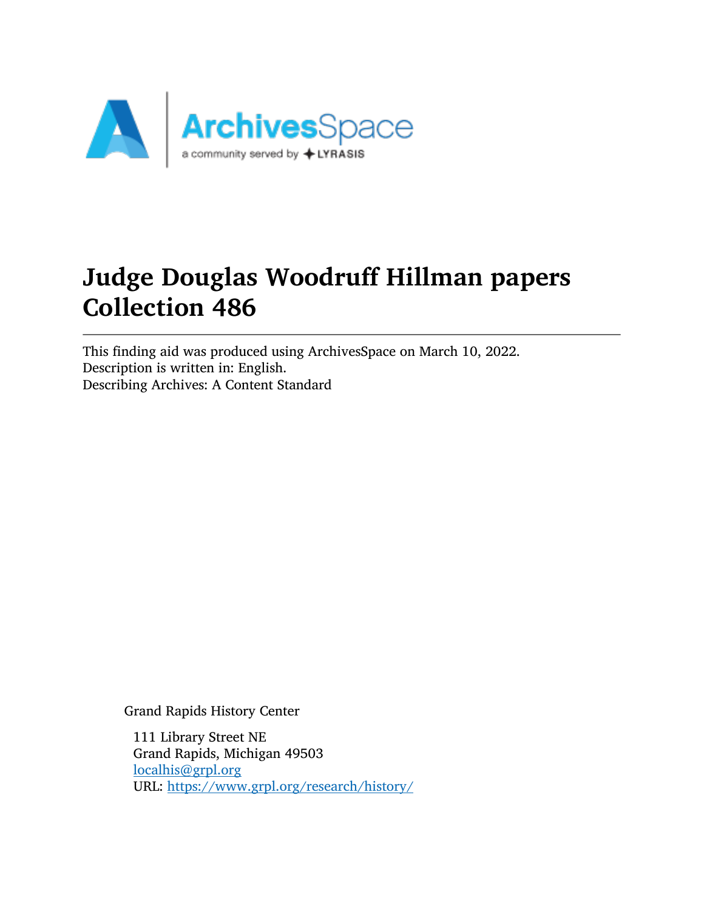# Judge Douglas Woodruff Hillman papers
# Collection 486

This finding aid was produced using ArchivesSpace on March 10, 2022.
Description is written in: English.
Describing Archives: A Content Standard

Grand Rapids History Center

111 Library Street NE
Grand Rapids, Michigan 49503
localhis@grpl.org
URL: https://www.grpl.org/research/history/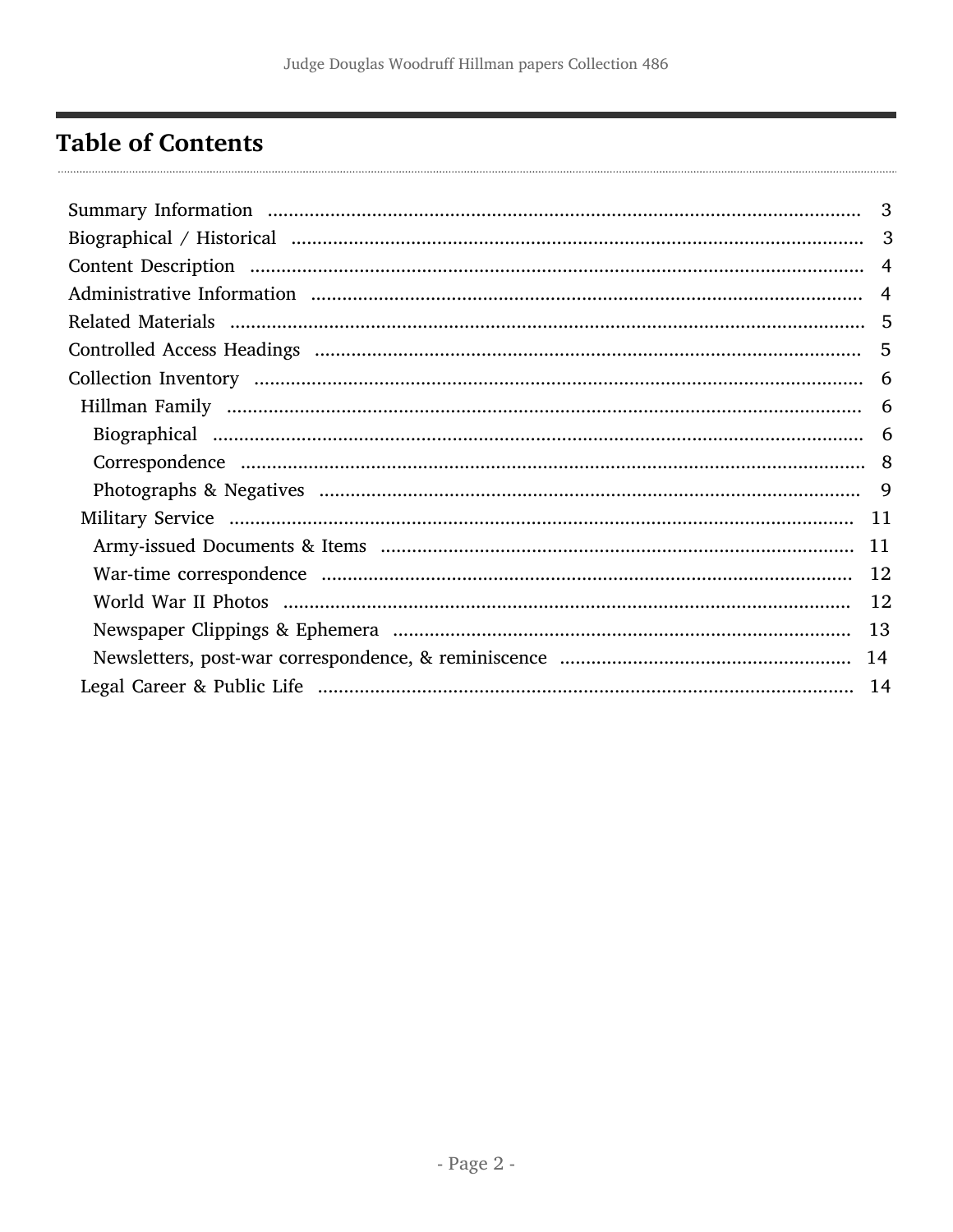## Table of Contents

- Summary Information ... 3
- Biographical / Historical ... 3
- Content Description ... 4
- Administrative Information ... 4
- Related Materials ... 5
- Controlled Access Headings ... 5
- Collection Inventory ... 6
  - Hillman Family ... 6
    - Biographical ... 6
    - Correspondence ... 8
    - Photographs & Negatives ... 9
  - Military Service ... 11
    - Army-issued Documents & Items ... 11
    - War-time correspondence ... 12
    - World War II Photos ... 12
    - Newspaper Clippings & Ephemera ... 13
    - Newsletters, post-war correspondence, & reminiscence ... 14
  - Legal Career & Public Life ... 14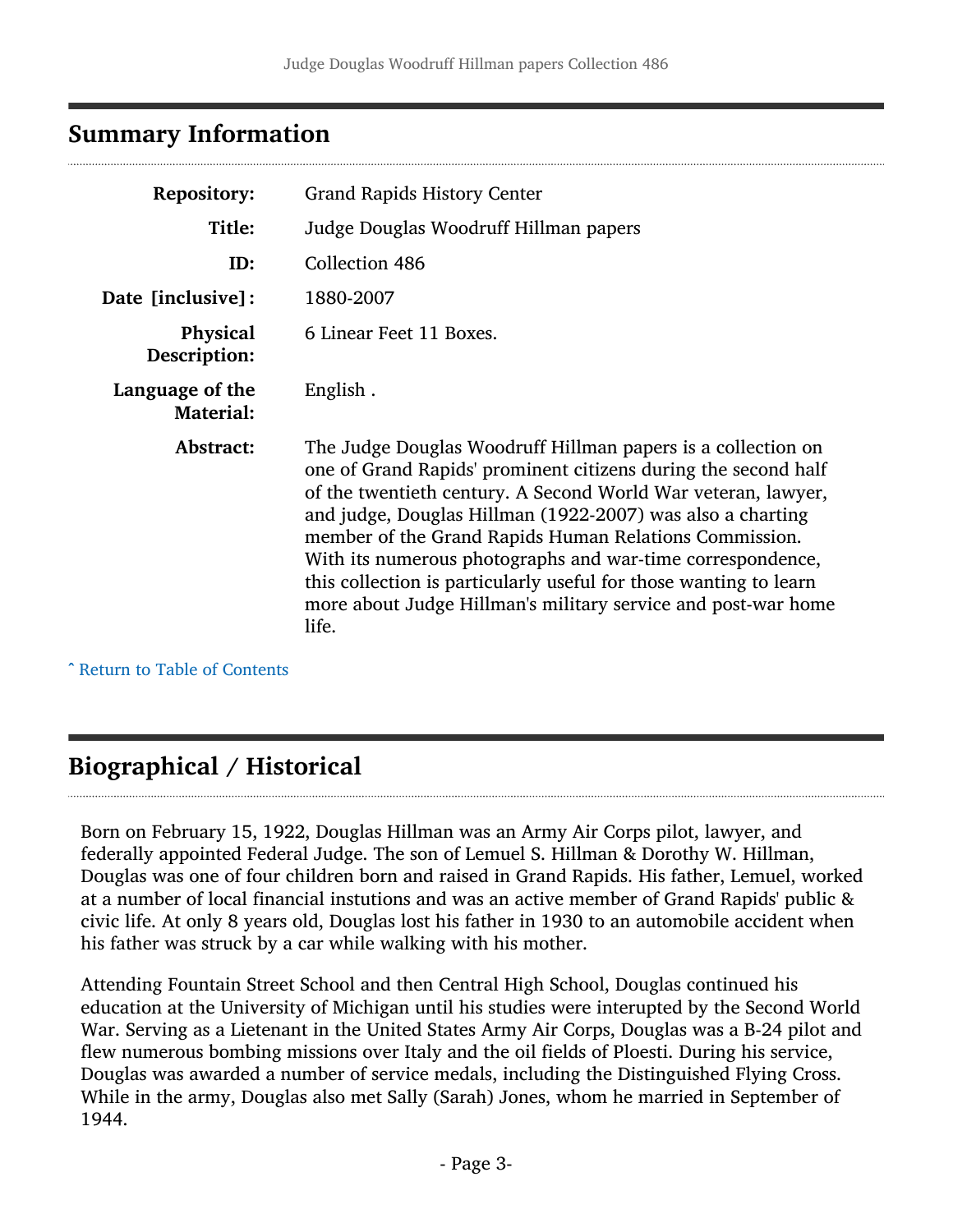## Summary Information

| | |
|---|---|
| **Repository:** | Grand Rapids History Center |
| **Title:** | Judge Douglas Woodruff Hillman papers |
| **ID:** | Collection 486 |
| **Date [inclusive]:** | 1880-2007 |
| **Physical Description:** | 6 Linear Feet 11 Boxes. |
| **Language of the Material:** | English . |
| **Abstract:** | The Judge Douglas Woodruff Hillman papers is a collection on one of Grand Rapids' prominent citizens during the second half of the twentieth century. A Second World War veteran, lawyer, and judge, Douglas Hillman (1922-2007) was also a charting member of the Grand Rapids Human Relations Commission. With its numerous photographs and war-time correspondence, this collection is particularly useful for those wanting to learn more about Judge Hillman's military service and post-war home life. |

ˆ Return to Table of Contents

## Biographical / Historical

Born on February 15, 1922, Douglas Hillman was an Army Air Corps pilot, lawyer, and federally appointed Federal Judge. The son of Lemuel S. Hillman & Dorothy W. Hillman, Douglas was one of four children born and raised in Grand Rapids. His father, Lemuel, worked at a number of local financial instutions and was an active member of Grand Rapids' public & civic life. At only 8 years old, Douglas lost his father in 1930 to an automobile accident when his father was struck by a car while walking with his mother.

Attending Fountain Street School and then Central High School, Douglas continued his education at the University of Michigan until his studies were interupted by the Second World War. Serving as a Lietenant in the United States Army Air Corps, Douglas was a B-24 pilot and flew numerous bombing missions over Italy and the oil fields of Ploesti. During his service, Douglas was awarded a number of service medals, including the Distinguished Flying Cross. While in the army, Douglas also met Sally (Sarah) Jones, whom he married in September of 1944.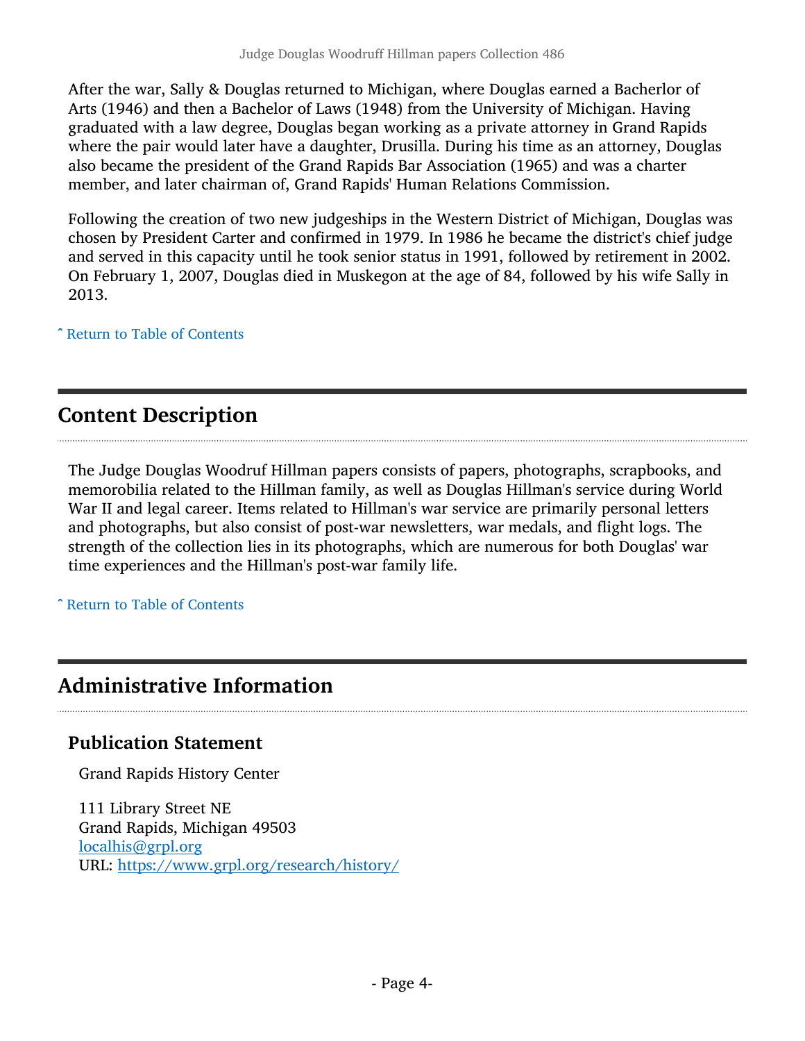After the war, Sally & Douglas returned to Michigan, where Douglas earned a Bacherlor of Arts (1946) and then a Bachelor of Laws (1948) from the University of Michigan. Having graduated with a law degree, Douglas began working as a private attorney in Grand Rapids where the pair would later have a daughter, Drusilla. During his time as an attorney, Douglas also became the president of the Grand Rapids Bar Association (1965) and was a charter member, and later chairman of, Grand Rapids' Human Relations Commission.

Following the creation of two new judgeships in the Western District of Michigan, Douglas was chosen by President Carter and confirmed in 1979. In 1986 he became the district's chief judge and served in this capacity until he took senior status in 1991, followed by retirement in 2002. On February 1, 2007, Douglas died in Muskegon at the age of 84, followed by his wife Sally in 2013.

ˆ Return to Table of Contents

## Content Description

The Judge Douglas Woodruf Hillman papers consists of papers, photographs, scrapbooks, and memorobilia related to the Hillman family, as well as Douglas Hillman's service during World War II and legal career. Items related to Hillman's war service are primarily personal letters and photographs, but also consist of post-war newsletters, war medals, and flight logs. The strength of the collection lies in its photographs, which are numerous for both Douglas' war time experiences and the Hillman's post-war family life.

ˆ Return to Table of Contents

## Administrative Information

### Publication Statement

Grand Rapids History Center

111 Library Street NE
Grand Rapids, Michigan 49503
localhis@grpl.org
URL: https://www.grpl.org/research/history/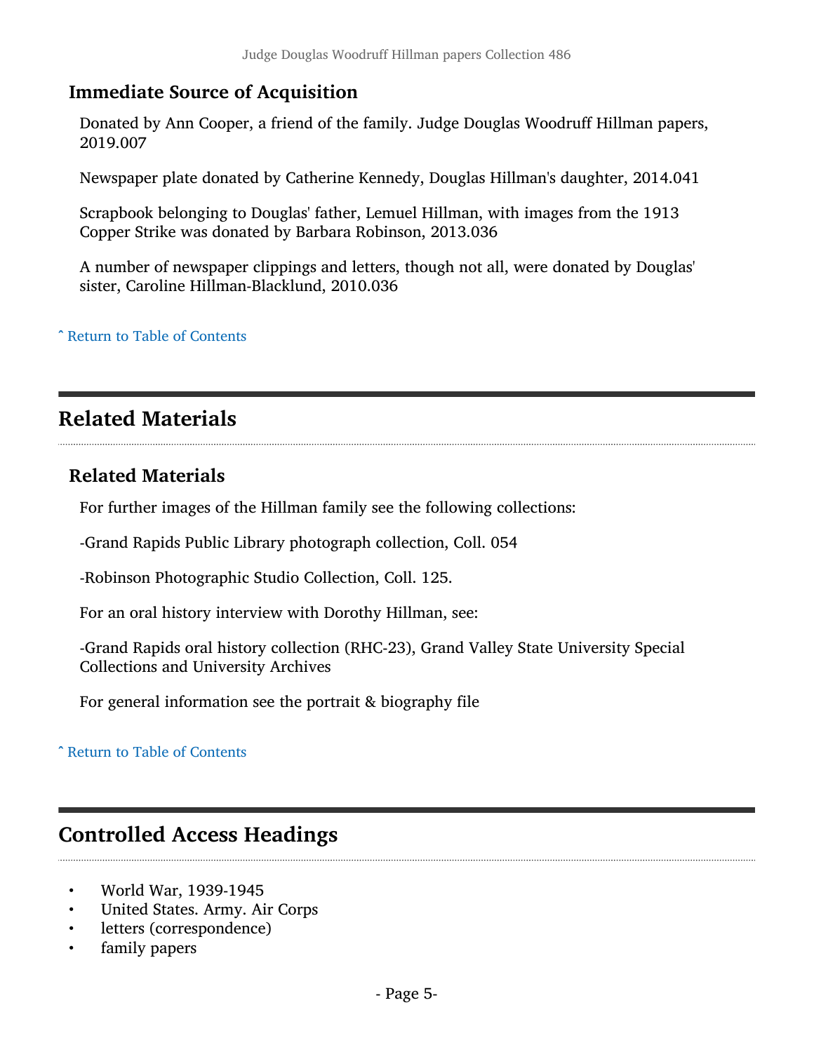### Immediate Source of Acquisition

Donated by Ann Cooper, a friend of the family. Judge Douglas Woodruff Hillman papers, 2019.007

Newspaper plate donated by Catherine Kennedy, Douglas Hillman's daughter, 2014.041

Scrapbook belonging to Douglas' father, Lemuel Hillman, with images from the 1913 Copper Strike was donated by Barbara Robinson, 2013.036

A number of newspaper clippings and letters, though not all, were donated by Douglas' sister, Caroline Hillman-Blacklund, 2010.036

ˆ Return to Table of Contents

## Related Materials

### Related Materials

For further images of the Hillman family see the following collections:

-Grand Rapids Public Library photograph collection, Coll. 054

-Robinson Photographic Studio Collection, Coll. 125.

For an oral history interview with Dorothy Hillman, see:

-Grand Rapids oral history collection (RHC-23), Grand Valley State University Special Collections and University Archives

For general information see the portrait & biography file

ˆ Return to Table of Contents

## Controlled Access Headings

- World War, 1939-1945
- United States. Army. Air Corps
- letters (correspondence)
- family papers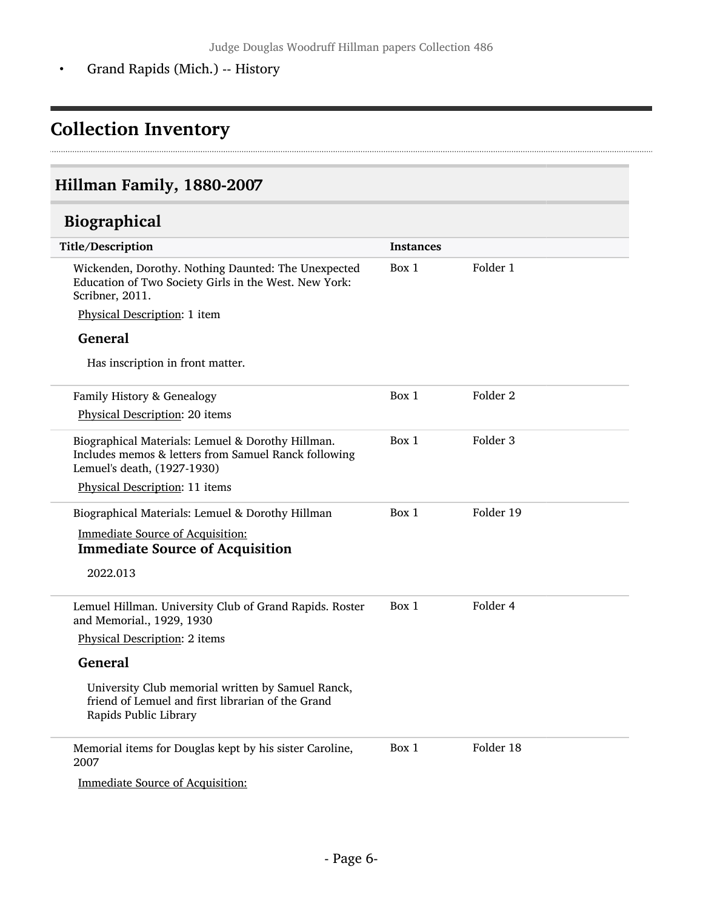- Grand Rapids (Mich.) -- History

# Collection Inventory

## Hillman Family, 1880-2007

### Biographical

| Title/Description | Instances | |
|---|---|---|
| Wickenden, Dorothy. Nothing Daunted: The Unexpected Education of Two Society Girls in the West. New York: Scribner, 2011.<br>Physical Description: 1 item<br>**General**<br>Has inscription in front matter. | Box 1 | Folder 1 |
| Family History & Genealogy<br>Physical Description: 20 items | Box 1 | Folder 2 |
| Biographical Materials: Lemuel & Dorothy Hillman. Includes memos & letters from Samuel Ranck following Lemuel's death, (1927-1930)<br>Physical Description: 11 items | Box 1 | Folder 3 |
| Biographical Materials: Lemuel & Dorothy Hillman<br>Immediate Source of Acquisition:<br>**Immediate Source of Acquisition**<br>2022.013 | Box 1 | Folder 19 |
| Lemuel Hillman. University Club of Grand Rapids. Roster and Memorial., 1929, 1930<br>Physical Description: 2 items<br>**General**<br>University Club memorial written by Samuel Ranck, friend of Lemuel and first librarian of the Grand Rapids Public Library | Box 1 | Folder 4 |
| Memorial items for Douglas kept by his sister Caroline, 2007<br>Immediate Source of Acquisition: | Box 1 | Folder 18 |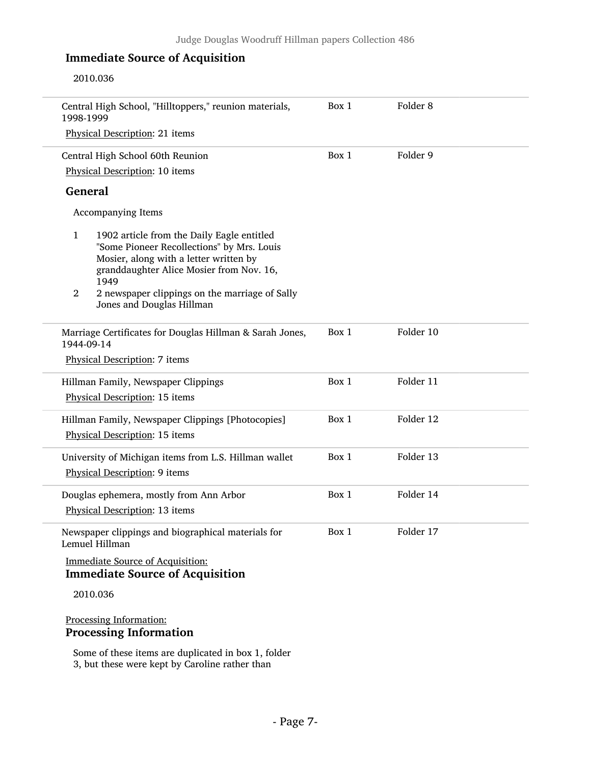## Immediate Source of Acquisition

2010.036

| | | |
|---|---|---|
| Central High School, "Hilltoppers," reunion materials, 1998-1999<br>Physical Description: 21 items | Box 1 | Folder 8 |
| Central High School 60th Reunion<br>Physical Description: 10 items | Box 1 | Folder 9 |

### General

Accompanying Items

1. 1902 article from the Daily Eagle entitled "Some Pioneer Recollections" by Mrs. Louis Mosier, along with a letter written by granddaughter Alice Mosier from Nov. 16, 1949
2. 2 newspaper clippings on the marriage of Sally Jones and Douglas Hillman

| | | |
|---|---|---|
| Marriage Certificates for Douglas Hillman & Sarah Jones, 1944-09-14<br>Physical Description: 7 items | Box 1 | Folder 10 |
| Hillman Family, Newspaper Clippings<br>Physical Description: 15 items | Box 1 | Folder 11 |
| Hillman Family, Newspaper Clippings [Photocopies]<br>Physical Description: 15 items | Box 1 | Folder 12 |
| University of Michigan items from L.S. Hillman wallet<br>Physical Description: 9 items | Box 1 | Folder 13 |
| Douglas ephemera, mostly from Ann Arbor<br>Physical Description: 13 items | Box 1 | Folder 14 |
| Newspaper clippings and biographical materials for Lemuel Hillman | Box 1 | Folder 17 |

Immediate Source of Acquisition:

### Immediate Source of Acquisition

2010.036

Processing Information:

### Processing Information

Some of these items are duplicated in box 1, folder 3, but these were kept by Caroline rather than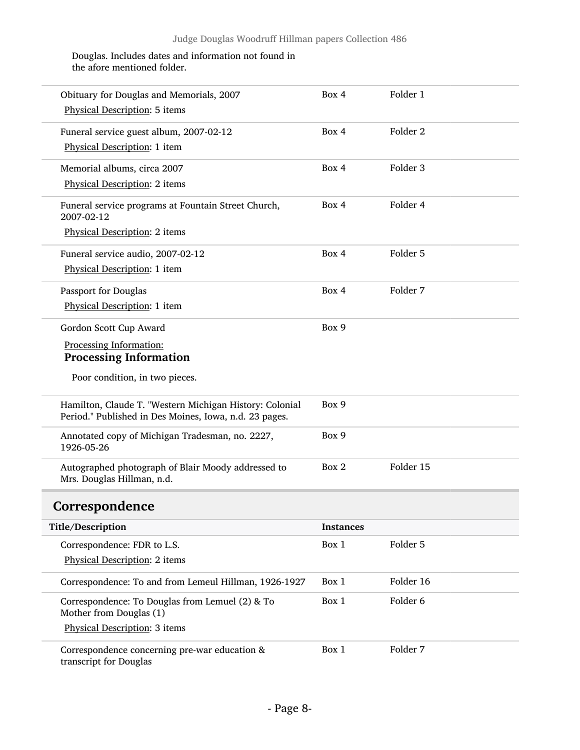Douglas. Includes dates and information not found in the afore mentioned folder.

| Title/Description | Instances | |
|---|---|---|
| Obituary for Douglas and Memorials, 2007<br>Physical Description: 5 items | Box 4 | Folder 1 |
| Funeral service guest album, 2007-02-12<br>Physical Description: 1 item | Box 4 | Folder 2 |
| Memorial albums, circa 2007<br>Physical Description: 2 items | Box 4 | Folder 3 |
| Funeral service programs at Fountain Street Church, 2007-02-12<br>Physical Description: 2 items | Box 4 | Folder 4 |
| Funeral service audio, 2007-02-12<br>Physical Description: 1 item | Box 4 | Folder 5 |
| Passport for Douglas<br>Physical Description: 1 item | Box 4 | Folder 7 |
| Gordon Scott Cup Award<br>Processing Information:<br>**Processing Information**<br>Poor condition, in two pieces. | Box 9 | |
| Hamilton, Claude T. "Western Michigan History: Colonial Period." Published in Des Moines, Iowa, n.d. 23 pages. | Box 9 | |
| Annotated copy of Michigan Tradesman, no. 2227, 1926-05-26 | Box 9 | |
| Autographed photograph of Blair Moody addressed to Mrs. Douglas Hillman, n.d. | Box 2 | Folder 15 |

## Correspondence

| Title/Description | Instances | |
|---|---|---|
| Correspondence: FDR to L.S.<br>Physical Description: 2 items | Box 1 | Folder 5 |
| Correspondence: To and from Lemeul Hillman, 1926-1927 | Box 1 | Folder 16 |
| Correspondence: To Douglas from Lemuel (2) & To Mother from Douglas (1)<br>Physical Description: 3 items | Box 1 | Folder 6 |
| Correspondence concerning pre-war education & transcript for Douglas | Box 1 | Folder 7 |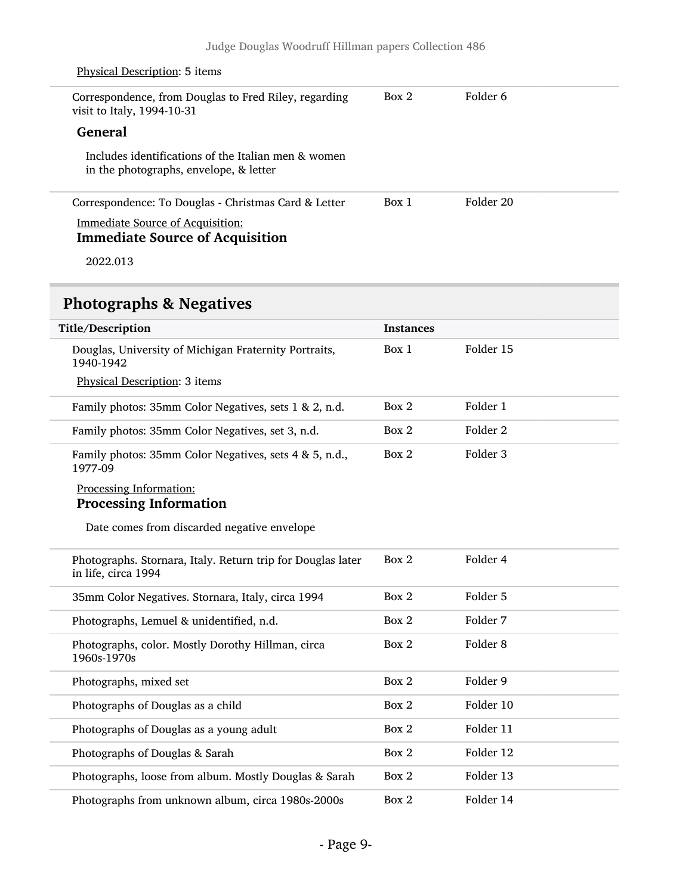Physical Description: 5 items

| | | |
|---|---|---|
| Correspondence, from Douglas to Fred Riley, regarding visit to Italy, 1994-10-31 | Box 2 | Folder 6 |

**General**

Includes identifications of the Italian men & women in the photographs, envelope, & letter

| | | |
|---|---|---|
| Correspondence: To Douglas - Christmas Card & Letter | Box 1 | Folder 20 |

Immediate Source of Acquisition:
**Immediate Source of Acquisition**

2022.013

## Photographs & Negatives

| Title/Description | Instances | |
|---|---|---|
| Douglas, University of Michigan Fraternity Portraits, 1940-1942<br>Physical Description: 3 items | Box 1 | Folder 15 |
| Family photos: 35mm Color Negatives, sets 1 & 2, n.d. | Box 2 | Folder 1 |
| Family photos: 35mm Color Negatives, set 3, n.d. | Box 2 | Folder 2 |
| Family photos: 35mm Color Negatives, sets 4 & 5, n.d., 1977-09<br>Processing Information:<br>**Processing Information**<br>Date comes from discarded negative envelope | Box 2 | Folder 3 |
| Photographs. Stornara, Italy. Return trip for Douglas later in life, circa 1994 | Box 2 | Folder 4 |
| 35mm Color Negatives. Stornara, Italy, circa 1994 | Box 2 | Folder 5 |
| Photographs, Lemuel & unidentified, n.d. | Box 2 | Folder 7 |
| Photographs, color. Mostly Dorothy Hillman, circa 1960s-1970s | Box 2 | Folder 8 |
| Photographs, mixed set | Box 2 | Folder 9 |
| Photographs of Douglas as a child | Box 2 | Folder 10 |
| Photographs of Douglas as a young adult | Box 2 | Folder 11 |
| Photographs of Douglas & Sarah | Box 2 | Folder 12 |
| Photographs, loose from album. Mostly Douglas & Sarah | Box 2 | Folder 13 |
| Photographs from unknown album, circa 1980s-2000s | Box 2 | Folder 14 |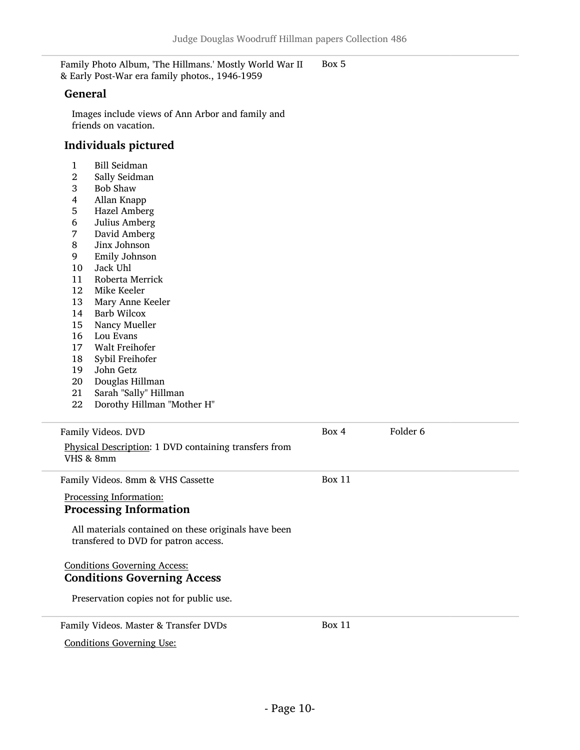Family Photo Album, 'The Hillmans.' Mostly World War II & Early Post-War era family photos., 1946-1959 — Box 5

### General

Images include views of Ann Arbor and family and friends on vacation.

### Individuals pictured

1. Bill Seidman
2. Sally Seidman
3. Bob Shaw
4. Allan Knapp
5. Hazel Amberg
6. Julius Amberg
7. David Amberg
8. Jinx Johnson
9. Emily Johnson
10. Jack Uhl
11. Roberta Merrick
12. Mike Keeler
13. Mary Anne Keeler
14. Barb Wilcox
15. Nancy Mueller
16. Lou Evans
17. Walt Freihofer
18. Sybil Freihofer
19. John Getz
20. Douglas Hillman
21. Sarah "Sally" Hillman
22. Dorothy Hillman "Mother H"

---

Family Videos. DVD — Box 4, Folder 6

Physical Description: 1 DVD containing transfers from VHS & 8mm

---

Family Videos. 8mm & VHS Cassette — Box 11

Processing Information:

### Processing Information

All materials contained on these originals have been transfered to DVD for patron access.

Conditions Governing Access:

### Conditions Governing Access

Preservation copies not for public use.

---

Family Videos. Master & Transfer DVDs — Box 11

Conditions Governing Use: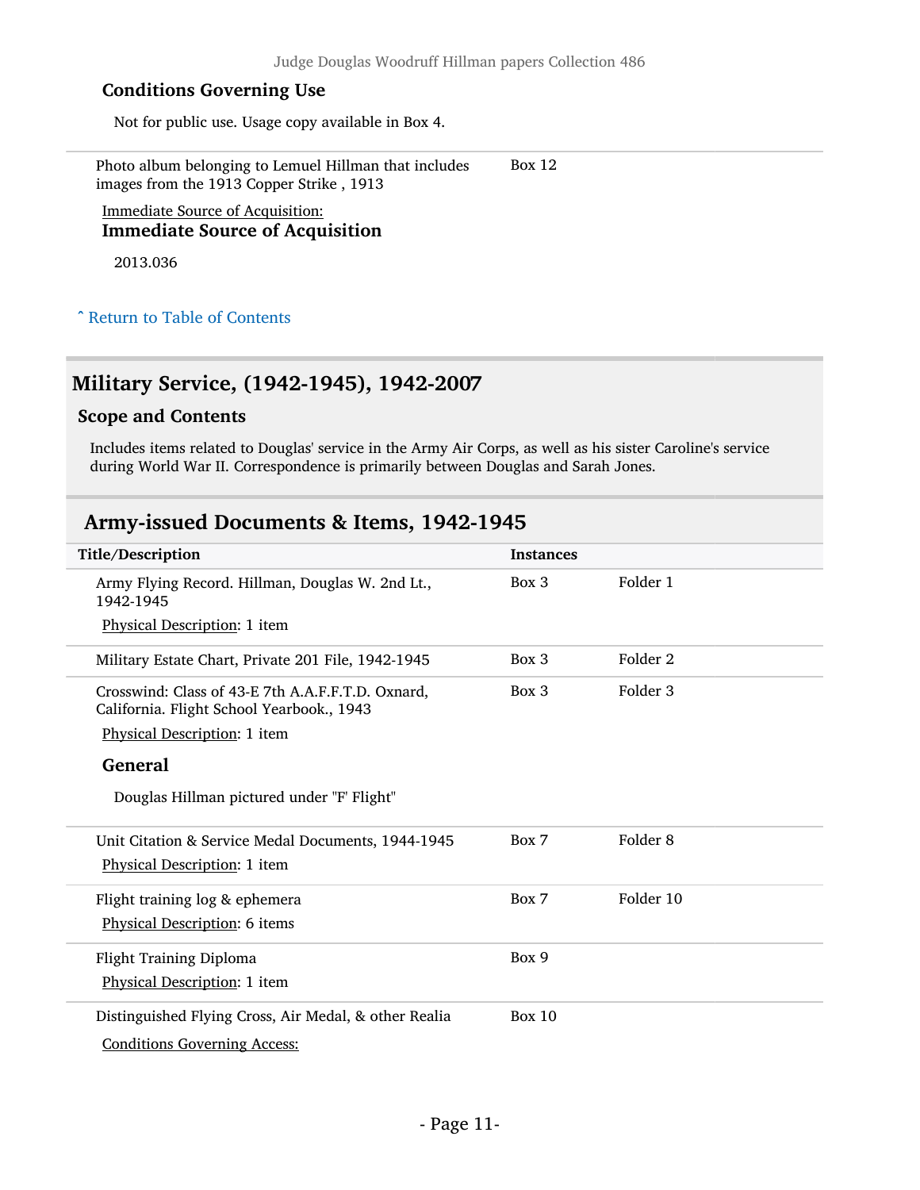#### Conditions Governing Use

Not for public use. Usage copy available in Box 4.

| | | |
|---|---|---|
| Photo album belonging to Lemuel Hillman that includes images from the 1913 Copper Strike , 1913<br><br>Immediate Source of Acquisition:<br>**Immediate Source of Acquisition**<br><br>2013.036 | Box 12 | |

ˆ Return to Table of Contents

## Military Service, (1942-1945), 1942-2007

### Scope and Contents

Includes items related to Douglas' service in the Army Air Corps, as well as his sister Caroline's service during World War II. Correspondence is primarily between Douglas and Sarah Jones.

## Army-issued Documents & Items, 1942-1945

| Title/Description | Instances | |
|---|---|---|
| Army Flying Record. Hillman, Douglas W. 2nd Lt., 1942-1945<br>Physical Description: 1 item | Box 3 | Folder 1 |
| Military Estate Chart, Private 201 File, 1942-1945 | Box 3 | Folder 2 |
| Crosswind: Class of 43-E 7th A.A.F.F.T.D. Oxnard, California. Flight School Yearbook., 1943<br>Physical Description: 1 item<br>**General**<br>Douglas Hillman pictured under "F' Flight" | Box 3 | Folder 3 |
| Unit Citation & Service Medal Documents, 1944-1945<br>Physical Description: 1 item | Box 7 | Folder 8 |
| Flight training log & ephemera<br>Physical Description: 6 items | Box 7 | Folder 10 |
| Flight Training Diploma<br>Physical Description: 1 item | Box 9 | |
| Distinguished Flying Cross, Air Medal, & other Realia<br>Conditions Governing Access: | Box 10 | |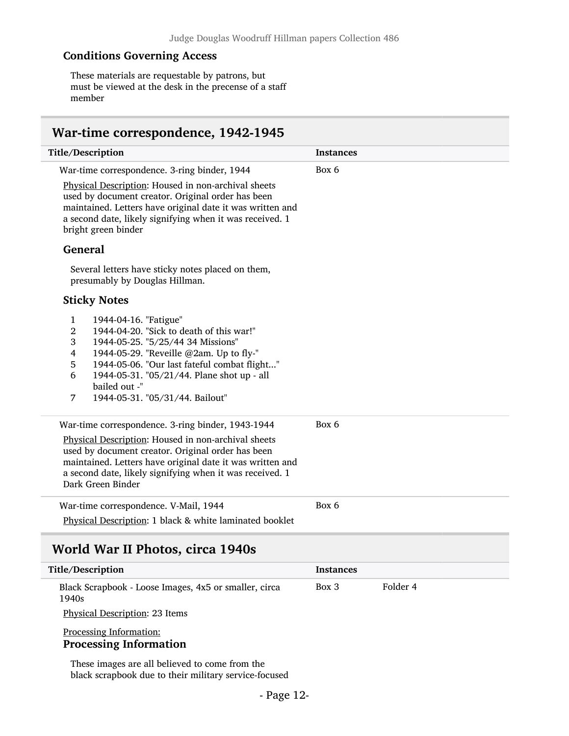### Conditions Governing Access

These materials are requestable by patrons, but must be viewed at the desk in the precense of a staff member

## War-time correspondence, 1942-1945

| Title/Description | Instances | |
|---|---|---|
| War-time correspondence. 3-ring binder, 1944 | Box 6 | |

Physical Description: Housed in non-archival sheets used by document creator. Original order has been maintained. Letters have original date it was written and a second date, likely signifying when it was received. 1 bright green binder

### General

Several letters have sticky notes placed on them, presumably by Douglas Hillman.

### Sticky Notes

1. 1944-04-16. "Fatigue"
2. 1944-04-20. "Sick to death of this war!"
3. 1944-05-25. "5/25/44 34 Missions"
4. 1944-05-29. "Reveille @2am. Up to fly-"
5. 1944-05-06. "Our last fateful combat flight..."
6. 1944-05-31. "05/21/44. Plane shot up - all bailed out -"
7. 1944-05-31. "05/31/44. Bailout"

| Title/Description | Instances | |
|---|---|---|
| War-time correspondence. 3-ring binder, 1943-1944 | Box 6 | |

Physical Description: Housed in non-archival sheets used by document creator. Original order has been maintained. Letters have original date it was written and a second date, likely signifying when it was received. 1 Dark Green Binder

| Title/Description | Instances | |
|---|---|---|
| War-time correspondence. V-Mail, 1944 | Box 6 | |

Physical Description: 1 black & white laminated booklet

## World War II Photos, circa 1940s

| Title/Description | Instances | |
|---|---|---|
| Black Scrapbook - Loose Images, 4x5 or smaller, circa 1940s | Box 3 | Folder 4 |

Physical Description: 23 Items

Processing Information:

### Processing Information

These images are all believed to come from the black scrapbook due to their military service-focused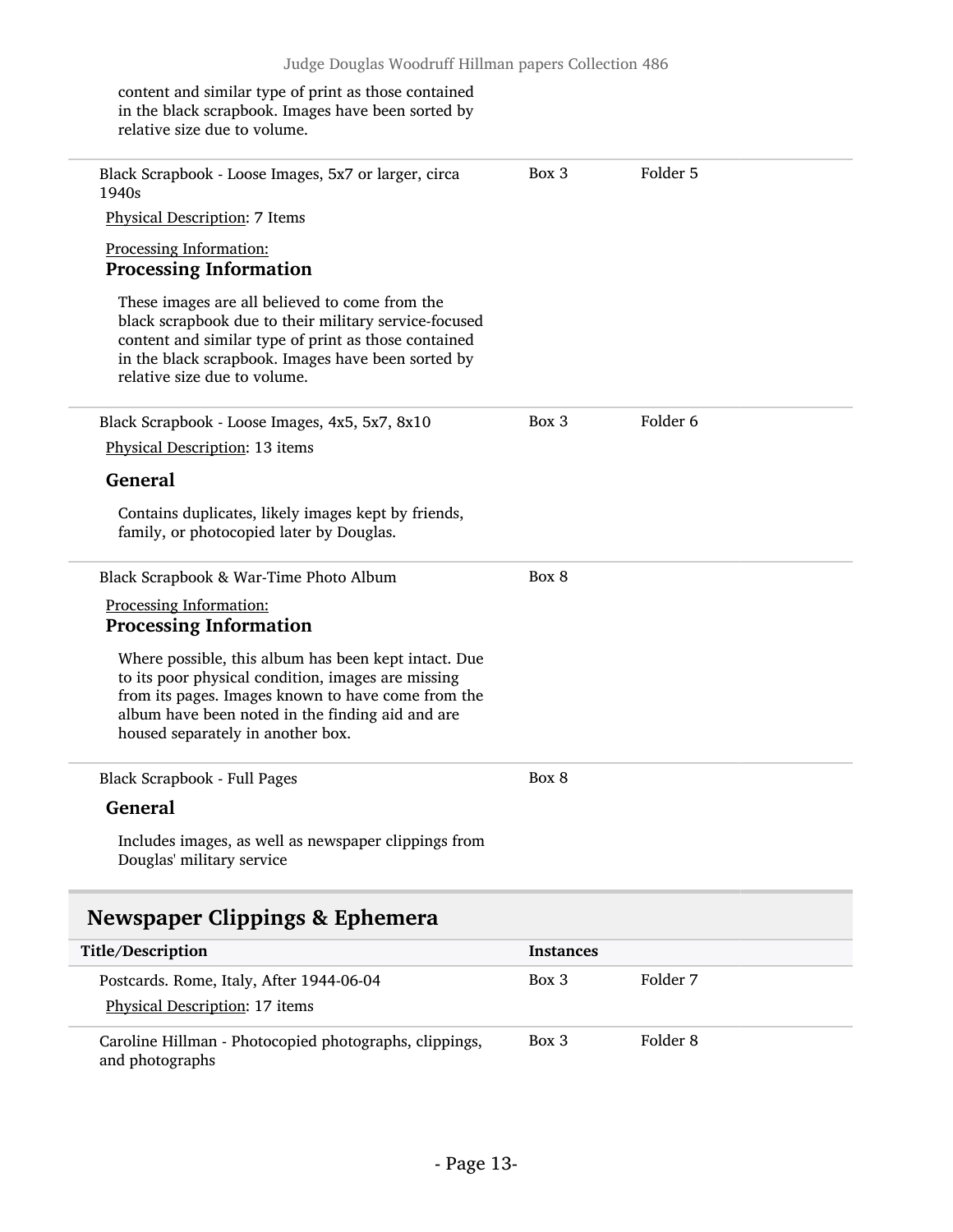content and similar type of print as those contained in the black scrapbook. Images have been sorted by relative size due to volume.

| Title/Description | Instances | |
|---|---|---|
| Black Scrapbook - Loose Images, 5x7 or larger, circa 1940s<br>Physical Description: 7 Items<br>Processing Information:<br>**Processing Information**<br>These images are all believed to come from the black scrapbook due to their military service-focused content and similar type of print as those contained in the black scrapbook. Images have been sorted by relative size due to volume. | Box 3 | Folder 5 |
| Black Scrapbook - Loose Images, 4x5, 5x7, 8x10<br>Physical Description: 13 items<br>**General**<br>Contains duplicates, likely images kept by friends, family, or photocopied later by Douglas. | Box 3 | Folder 6 |
| Black Scrapbook & War-Time Photo Album<br>Processing Information:<br>**Processing Information**<br>Where possible, this album has been kept intact. Due to its poor physical condition, images are missing from its pages. Images known to have come from the album have been noted in the finding aid and are housed separately in another box. | Box 8 | |
| Black Scrapbook - Full Pages<br>**General**<br>Includes images, as well as newspaper clippings from Douglas' military service | Box 8 | |

## Newspaper Clippings & Ephemera

| Title/Description | Instances | |
|---|---|---|
| Postcards. Rome, Italy, After 1944-06-04<br>Physical Description: 17 items | Box 3 | Folder 7 |
| Caroline Hillman - Photocopied photographs, clippings, and photographs | Box 3 | Folder 8 |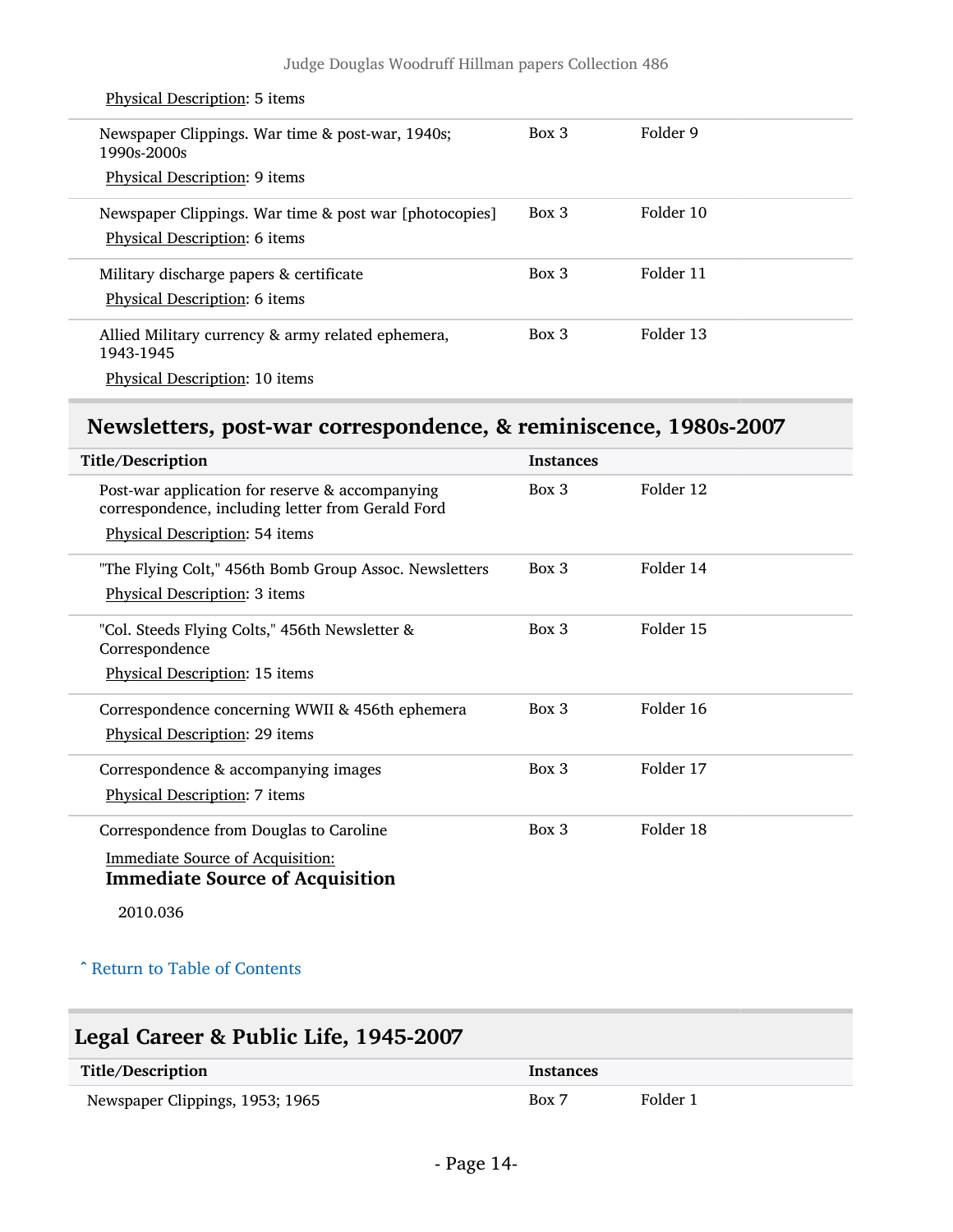Physical Description: 5 items

| Title/Description | Instances | |
|---|---|---|
| Newspaper Clippings. War time & post-war, 1940s; 1990s-2000s<br>Physical Description: 9 items | Box 3 | Folder 9 |
| Newspaper Clippings. War time & post war [photocopies]<br>Physical Description: 6 items | Box 3 | Folder 10 |
| Military discharge papers & certificate<br>Physical Description: 6 items | Box 3 | Folder 11 |
| Allied Military currency & army related ephemera, 1943-1945<br>Physical Description: 10 items | Box 3 | Folder 13 |

## Newsletters, post-war correspondence, & reminiscence, 1980s-2007

| Title/Description | Instances | |
|---|---|---|
| Post-war application for reserve & accompanying correspondence, including letter from Gerald Ford<br>Physical Description: 54 items | Box 3 | Folder 12 |
| "The Flying Colt," 456th Bomb Group Assoc. Newsletters<br>Physical Description: 3 items | Box 3 | Folder 14 |
| "Col. Steeds Flying Colts," 456th Newsletter & Correspondence<br>Physical Description: 15 items | Box 3 | Folder 15 |
| Correspondence concerning WWII & 456th ephemera<br>Physical Description: 29 items | Box 3 | Folder 16 |
| Correspondence & accompanying images<br>Physical Description: 7 items | Box 3 | Folder 17 |
| Correspondence from Douglas to Caroline | Box 3 | Folder 18 |

Immediate Source of Acquisition:

**Immediate Source of Acquisition**

2010.036

ˆ Return to Table of Contents

## Legal Career & Public Life, 1945-2007

| Title/Description | Instances | |
|---|---|---|
| Newspaper Clippings, 1953; 1965 | Box 7 | Folder 1 |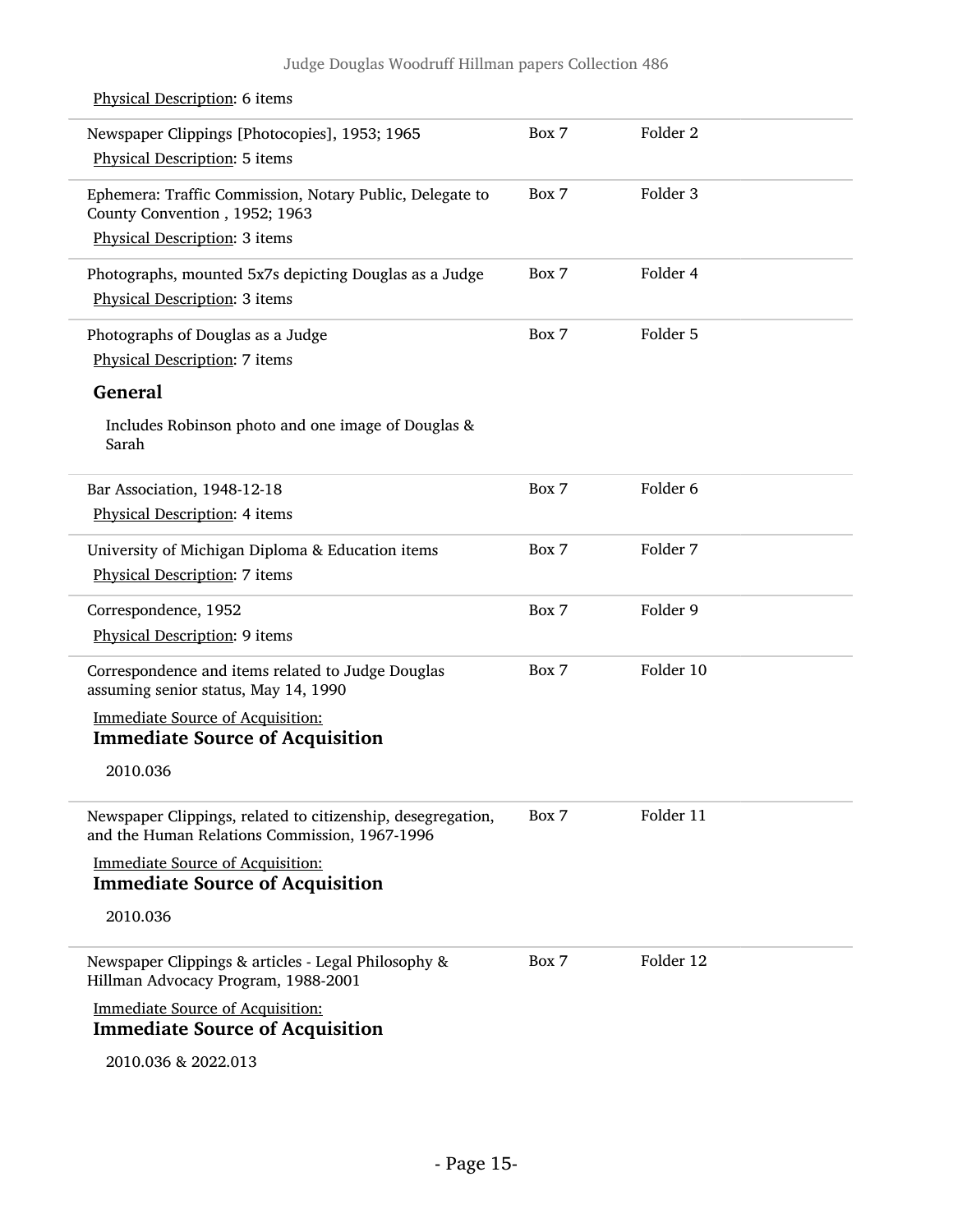Physical Description: 6 items

| | | |
|---|---|---|
| Newspaper Clippings [Photocopies], 1953; 1965<br>Physical Description: 5 items | Box 7 | Folder 2 |
| Ephemera: Traffic Commission, Notary Public, Delegate to County Convention , 1952; 1963<br>Physical Description: 3 items | Box 7 | Folder 3 |
| Photographs, mounted 5x7s depicting Douglas as a Judge<br>Physical Description: 3 items | Box 7 | Folder 4 |
| Photographs of Douglas as a Judge<br>Physical Description: 7 items<br>**General**<br>Includes Robinson photo and one image of Douglas & Sarah | Box 7 | Folder 5 |
| Bar Association, 1948-12-18<br>Physical Description: 4 items | Box 7 | Folder 6 |
| University of Michigan Diploma & Education items<br>Physical Description: 7 items | Box 7 | Folder 7 |
| Correspondence, 1952<br>Physical Description: 9 items | Box 7 | Folder 9 |
| Correspondence and items related to Judge Douglas assuming senior status, May 14, 1990<br>Immediate Source of Acquisition:<br>**Immediate Source of Acquisition**<br>2010.036 | Box 7 | Folder 10 |
| Newspaper Clippings, related to citizenship, desegregation, and the Human Relations Commission, 1967-1996<br>Immediate Source of Acquisition:<br>**Immediate Source of Acquisition**<br>2010.036 | Box 7 | Folder 11 |
| Newspaper Clippings & articles - Legal Philosophy & Hillman Advocacy Program, 1988-2001<br>Immediate Source of Acquisition:<br>**Immediate Source of Acquisition**<br>2010.036 & 2022.013 | Box 7 | Folder 12 |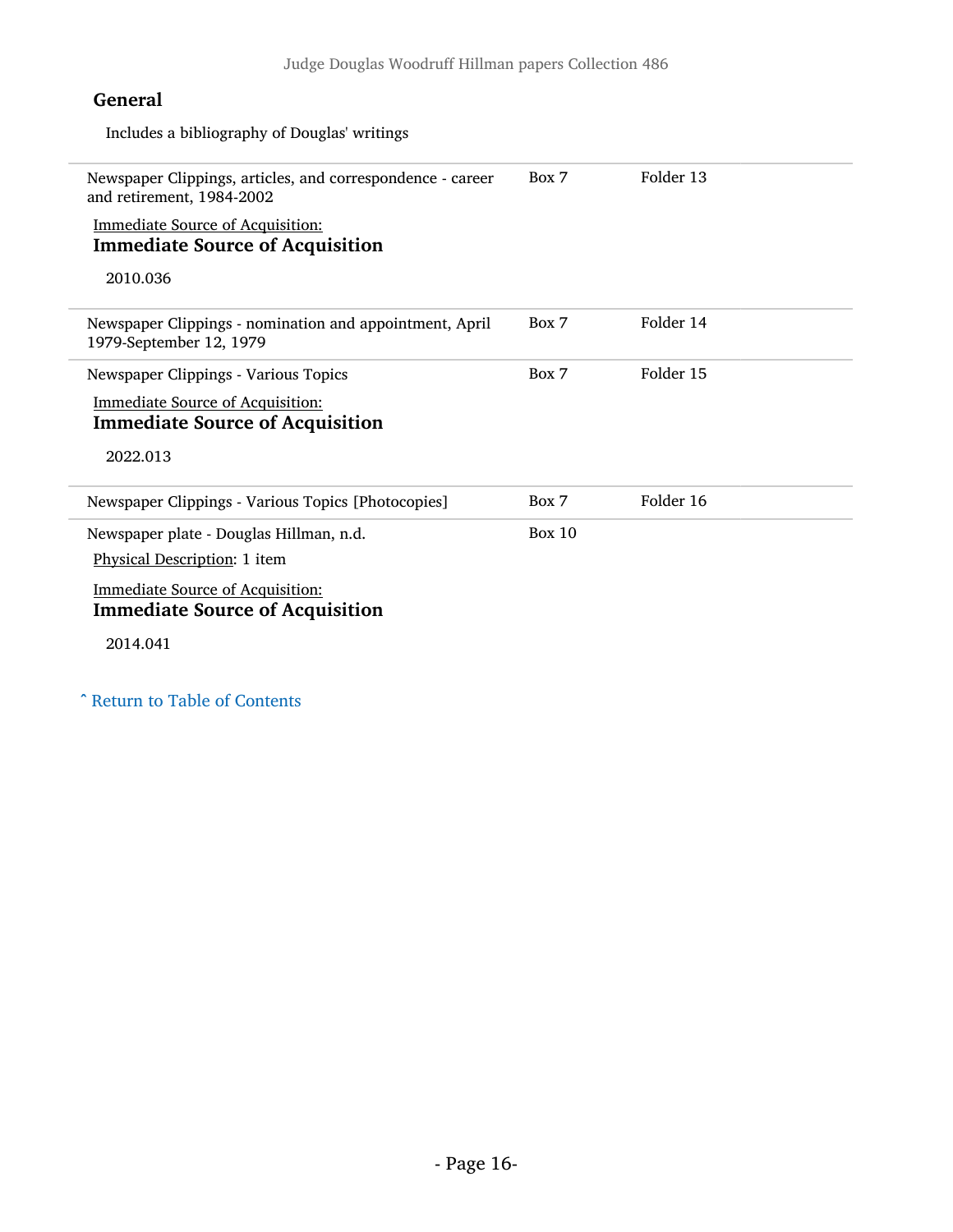### General

Includes a bibliography of Douglas' writings

| | | |
|---|---|---|
| Newspaper Clippings, articles, and correspondence - career and retirement, 1984-2002<br><br>Immediate Source of Acquisition:<br>**Immediate Source of Acquisition**<br><br>2010.036 | Box 7 | Folder 13 |
| Newspaper Clippings - nomination and appointment, April 1979-September 12, 1979 | Box 7 | Folder 14 |
| Newspaper Clippings - Various Topics<br><br>Immediate Source of Acquisition:<br>**Immediate Source of Acquisition**<br><br>2022.013 | Box 7 | Folder 15 |
| Newspaper Clippings - Various Topics [Photocopies] | Box 7 | Folder 16 |
| Newspaper plate - Douglas Hillman, n.d.<br><br>Physical Description: 1 item<br><br>Immediate Source of Acquisition:<br>**Immediate Source of Acquisition**<br><br>2014.041 | Box 10 | |

ˆ Return to Table of Contents